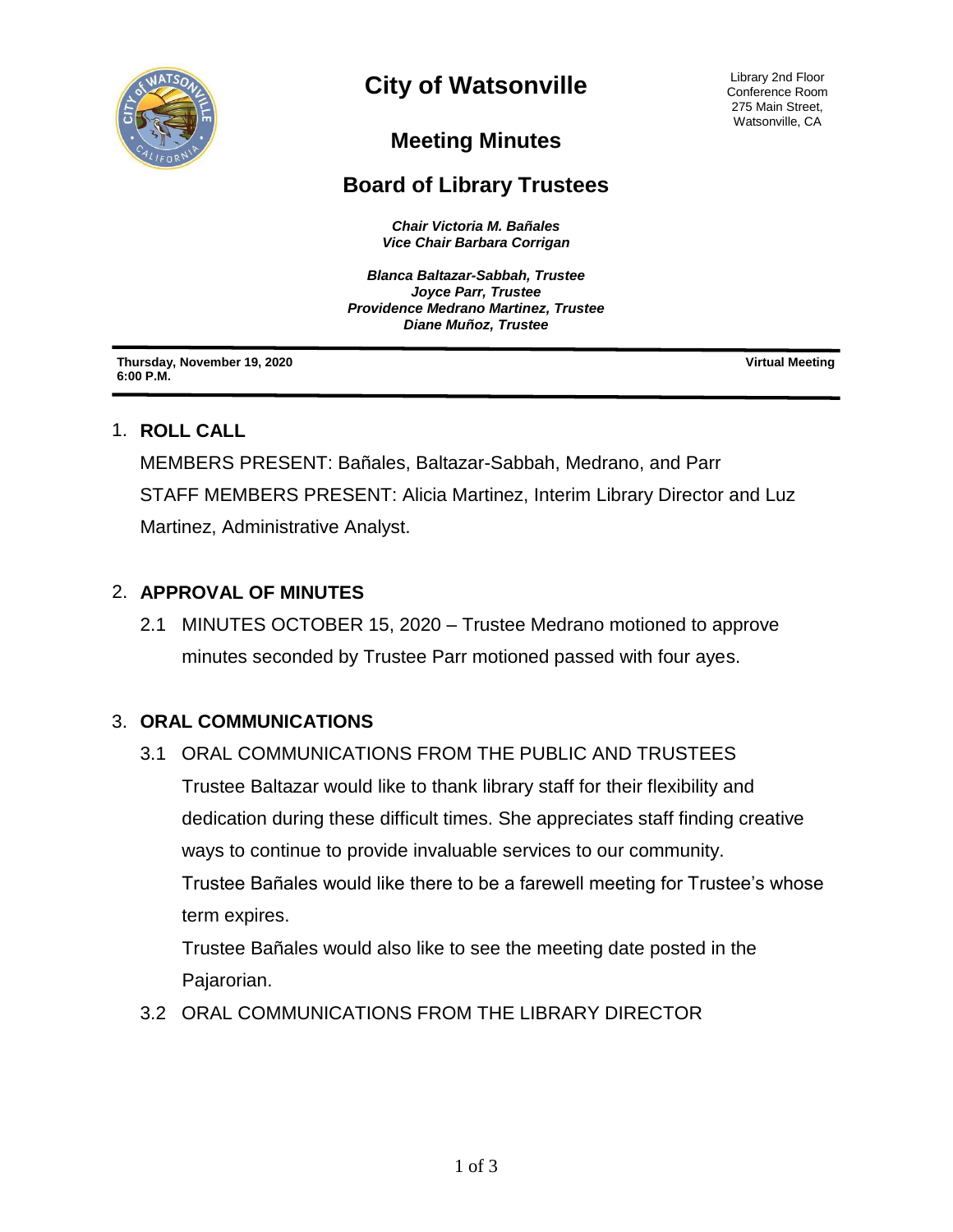# City of Watsonville

Library 2nd Floor
Conference Room
275 Main Street,
Watsonville, CA

## Meeting Minutes

## Board of Library Trustees

***Chair Victoria M. Bañales***
***Vice Chair Barbara Corrigan***

***Blanca Baltazar-Sabbah, Trustee***
***Joyce Parr, Trustee***
***Providence Medrano Martinez, Trustee***
***Diane Muñoz, Trustee***

**Thursday, November 19, 2020**
**6:00 P.M.**

**Virtual Meeting**

1. **ROLL CALL**

   MEMBERS PRESENT: Bañales, Baltazar-Sabbah, Medrano, and Parr

   STAFF MEMBERS PRESENT: Alicia Martinez, Interim Library Director and Luz Martinez, Administrative Analyst.

2. **APPROVAL OF MINUTES**

   2.1 MINUTES OCTOBER 15, 2020 – Trustee Medrano motioned to approve minutes seconded by Trustee Parr motioned passed with four ayes.

3. **ORAL COMMUNICATIONS**

   3.1 ORAL COMMUNICATIONS FROM THE PUBLIC AND TRUSTEES

   Trustee Baltazar would like to thank library staff for their flexibility and dedication during these difficult times. She appreciates staff finding creative ways to continue to provide invaluable services to our community.

   Trustee Bañales would like there to be a farewell meeting for Trustee's whose term expires.

   Trustee Bañales would also like to see the meeting date posted in the Pajarorian.

   3.2 ORAL COMMUNICATIONS FROM THE LIBRARY DIRECTOR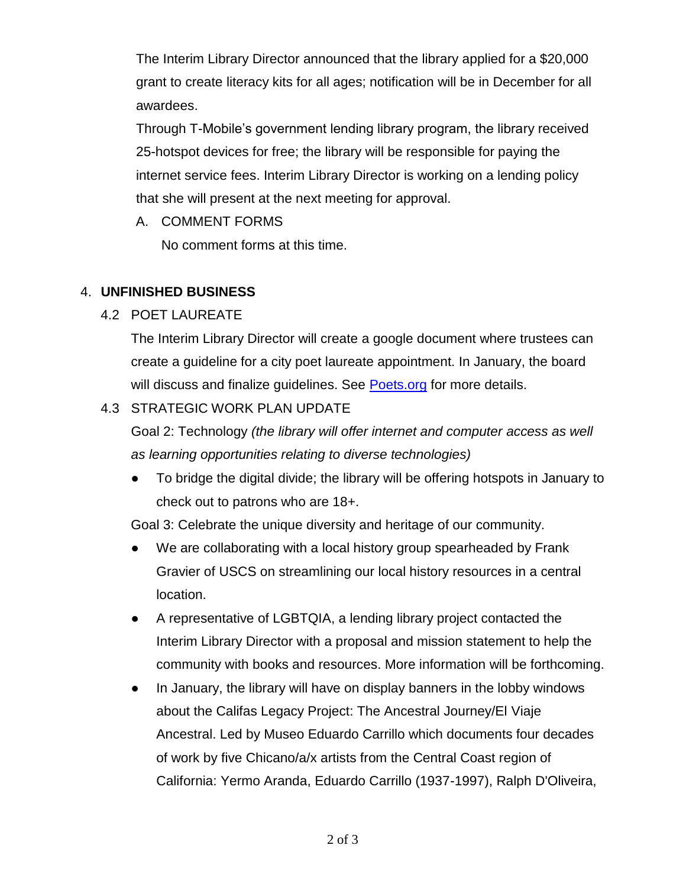The Interim Library Director announced that the library applied for a $20,000 grant to create literacy kits for all ages; notification will be in December for all awardees.

Through T-Mobile's government lending library program, the library received 25-hotspot devices for free; the library will be responsible for paying the internet service fees. Interim Library Director is working on a lending policy that she will present at the next meeting for approval.

A. COMMENT FORMS

No comment forms at this time.

4. **UNFINISHED BUSINESS**

4.2 POET LAUREATE

The Interim Library Director will create a google document where trustees can create a guideline for a city poet laureate appointment. In January, the board will discuss and finalize guidelines. See [Poets.org](Poets.org) for more details.

4.3 STRATEGIC WORK PLAN UPDATE

Goal 2: Technology *(the library will offer internet and computer access as well as learning opportunities relating to diverse technologies)*

- To bridge the digital divide; the library will be offering hotspots in January to check out to patrons who are 18+.

Goal 3: Celebrate the unique diversity and heritage of our community.

- We are collaborating with a local history group spearheaded by Frank Gravier of USCS on streamlining our local history resources in a central location.
- A representative of LGBTQIA, a lending library project contacted the Interim Library Director with a proposal and mission statement to help the community with books and resources. More information will be forthcoming.
- In January, the library will have on display banners in the lobby windows about the Califas Legacy Project: The Ancestral Journey/El Viaje Ancestral. Led by Museo Eduardo Carrillo which documents four decades of work by five Chicano/a/x artists from the Central Coast region of California: Yermo Aranda, Eduardo Carrillo (1937-1997), Ralph D'Oliveira,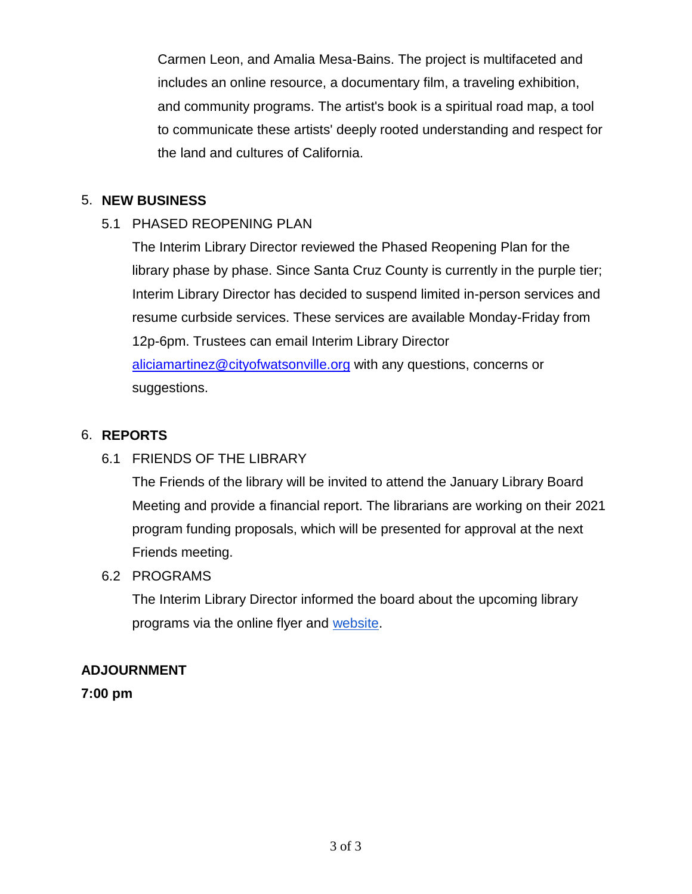Carmen Leon, and Amalia Mesa-Bains. The project is multifaceted and includes an online resource, a documentary film, a traveling exhibition, and community programs. The artist's book is a spiritual road map, a tool to communicate these artists' deeply rooted understanding and respect for the land and cultures of California.

5. **NEW BUSINESS**

5.1 PHASED REOPENING PLAN

The Interim Library Director reviewed the Phased Reopening Plan for the library phase by phase. Since Santa Cruz County is currently in the purple tier; Interim Library Director has decided to suspend limited in-person services and resume curbside services. These services are available Monday-Friday from 12p-6pm. Trustees can email Interim Library Director aliciamartinez@cityofwatsonville.org with any questions, concerns or suggestions.

6. **REPORTS**

6.1 FRIENDS OF THE LIBRARY

The Friends of the library will be invited to attend the January Library Board Meeting and provide a financial report. The librarians are working on their 2021 program funding proposals, which will be presented for approval at the next Friends meeting.

6.2 PROGRAMS

The Interim Library Director informed the board about the upcoming library programs via the online flyer and website.

**ADJOURNMENT**

**7:00 pm**